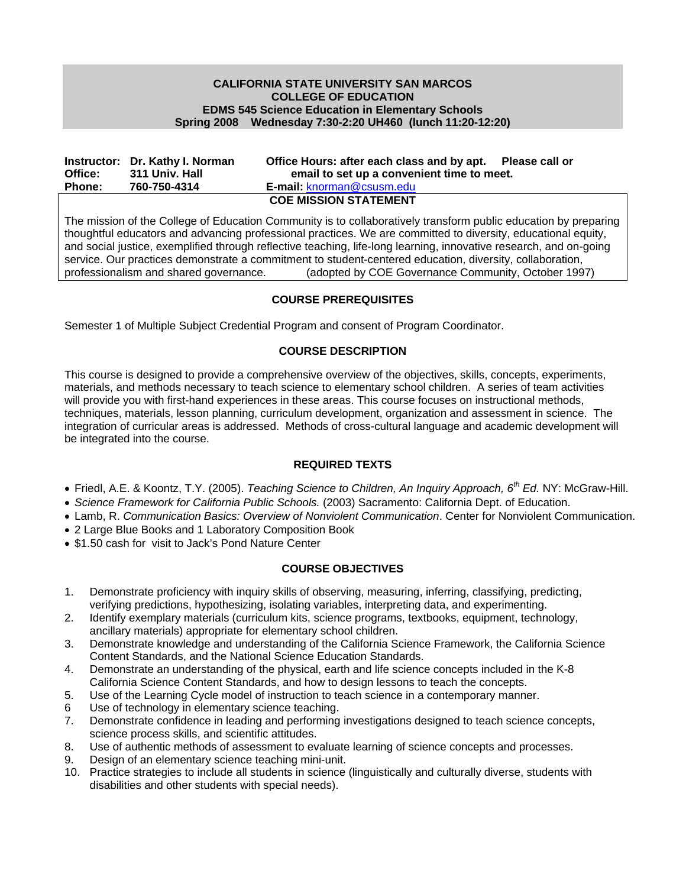**CALIFORNIA STATE UNIVERSITY SAN MARCOS**
**COLLEGE OF EDUCATION**
**EDMS 545 Science Education in Elementary Schools**
**Spring 2008 Wednesday 7:30-2:20 UH460 (lunch 11:20-12:20)**

**Instructor:** **Dr. Kathy I. Norman**
**Office:** **311 Univ. Hall**
**Phone:** **760-750-4314**

**Office Hours: after each class and by apt. Please call or email to set up a convenient time to meet.**
**E-mail:** knorman@csusm.edu

## COE MISSION STATEMENT

The mission of the College of Education Community is to collaboratively transform public education by preparing thoughtful educators and advancing professional practices. We are committed to diversity, educational equity, and social justice, exemplified through reflective teaching, life-long learning, innovative research, and on-going service. Our practices demonstrate a commitment to student-centered education, diversity, collaboration, professionalism and shared governance. (adopted by COE Governance Community, October 1997)

## COURSE PREREQUISITES

Semester 1 of Multiple Subject Credential Program and consent of Program Coordinator.

## COURSE DESCRIPTION

This course is designed to provide a comprehensive overview of the objectives, skills, concepts, experiments, materials, and methods necessary to teach science to elementary school children. A series of team activities will provide you with first-hand experiences in these areas. This course focuses on instructional methods, techniques, materials, lesson planning, curriculum development, organization and assessment in science. The integration of curricular areas is addressed. Methods of cross-cultural language and academic development will be integrated into the course.

## REQUIRED TEXTS

- Friedl, A.E. & Koontz, T.Y. (2005). *Teaching Science to Children, An Inquiry Approach, 6th Ed.* NY: McGraw-Hill.
- *Science Framework for California Public Schools.* (2003) Sacramento: California Dept. of Education.
- Lamb, R. *Communication Basics: Overview of Nonviolent Communication*. Center for Nonviolent Communication.
- 2 Large Blue Books and 1 Laboratory Composition Book
- $1.50 cash for visit to Jack's Pond Nature Center

## COURSE OBJECTIVES

1. Demonstrate proficiency with inquiry skills of observing, measuring, inferring, classifying, predicting, verifying predictions, hypothesizing, isolating variables, interpreting data, and experimenting.
2. Identify exemplary materials (curriculum kits, science programs, textbooks, equipment, technology, ancillary materials) appropriate for elementary school children.
3. Demonstrate knowledge and understanding of the California Science Framework, the California Science Content Standards, and the National Science Education Standards.
4. Demonstrate an understanding of the physical, earth and life science concepts included in the K-8 California Science Content Standards, and how to design lessons to teach the concepts.
5. Use of the Learning Cycle model of instruction to teach science in a contemporary manner.
6. Use of technology in elementary science teaching.
7. Demonstrate confidence in leading and performing investigations designed to teach science concepts, science process skills, and scientific attitudes.
8. Use of authentic methods of assessment to evaluate learning of science concepts and processes.
9. Design of an elementary science teaching mini-unit.
10. Practice strategies to include all students in science (linguistically and culturally diverse, students with disabilities and other students with special needs).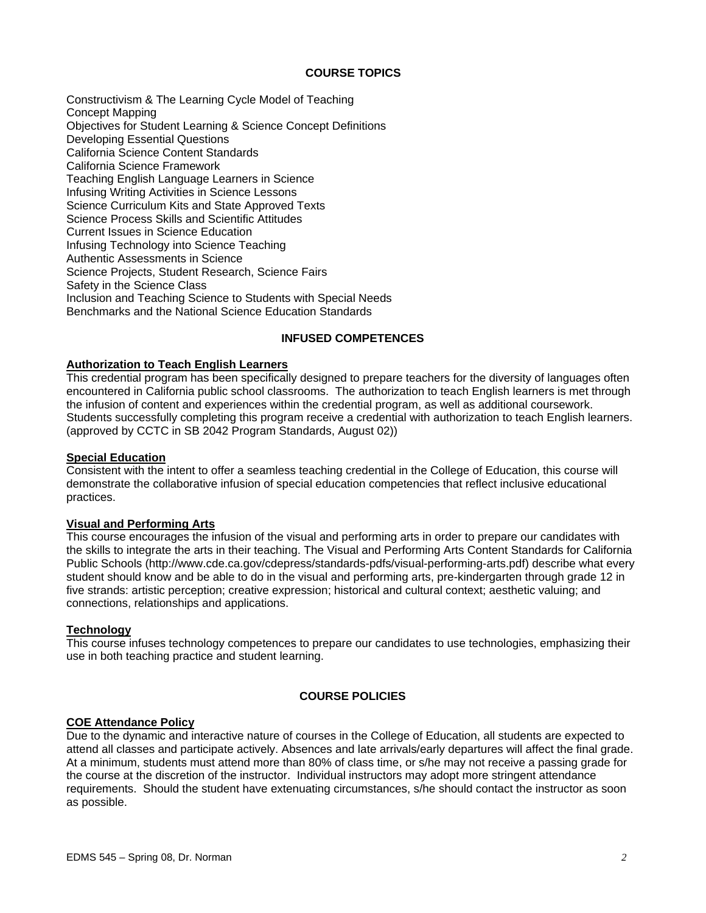## COURSE TOPICS

Constructivism & The Learning Cycle Model of Teaching
Concept Mapping
Objectives for Student Learning & Science Concept Definitions
Developing Essential Questions
California Science Content Standards
California Science Framework
Teaching English Language Learners in Science
Infusing Writing Activities in Science Lessons
Science Curriculum Kits and State Approved Texts
Science Process Skills and Scientific Attitudes
Current Issues in Science Education
Infusing Technology into Science Teaching
Authentic Assessments in Science
Science Projects, Student Research, Science Fairs
Safety in the Science Class
Inclusion and Teaching Science to Students with Special Needs
Benchmarks and the National Science Education Standards

## INFUSED COMPETENCES

### Authorization to Teach English Learners

This credential program has been specifically designed to prepare teachers for the diversity of languages often encountered in California public school classrooms. The authorization to teach English learners is met through the infusion of content and experiences within the credential program, as well as additional coursework. Students successfully completing this program receive a credential with authorization to teach English learners. (approved by CCTC in SB 2042 Program Standards, August 02))

### Special Education

Consistent with the intent to offer a seamless teaching credential in the College of Education, this course will demonstrate the collaborative infusion of special education competencies that reflect inclusive educational practices.

### Visual and Performing Arts

This course encourages the infusion of the visual and performing arts in order to prepare our candidates with the skills to integrate the arts in their teaching. The Visual and Performing Arts Content Standards for California Public Schools (http://www.cde.ca.gov/cdepress/standards-pdfs/visual-performing-arts.pdf) describe what every student should know and be able to do in the visual and performing arts, pre-kindergarten through grade 12 in five strands: artistic perception; creative expression; historical and cultural context; aesthetic valuing; and connections, relationships and applications.

### Technology

This course infuses technology competences to prepare our candidates to use technologies, emphasizing their use in both teaching practice and student learning.

## COURSE POLICIES

### COE Attendance Policy

Due to the dynamic and interactive nature of courses in the College of Education, all students are expected to attend all classes and participate actively. Absences and late arrivals/early departures will affect the final grade. At a minimum, students must attend more than 80% of class time, or s/he may not receive a passing grade for the course at the discretion of the instructor. Individual instructors may adopt more stringent attendance requirements. Should the student have extenuating circumstances, s/he should contact the instructor as soon as possible.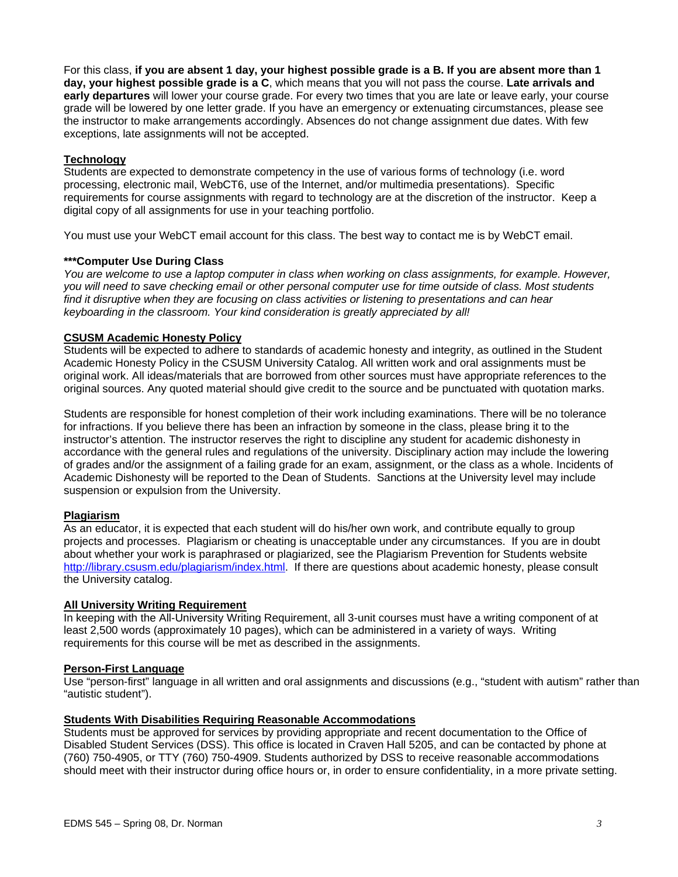For this class, **if you are absent 1 day, your highest possible grade is a B. If you are absent more than 1 day, your highest possible grade is a C**, which means that you will not pass the course. **Late arrivals and early departures** will lower your course grade. For every two times that you are late or leave early, your course grade will be lowered by one letter grade. If you have an emergency or extenuating circumstances, please see the instructor to make arrangements accordingly. Absences do not change assignment due dates. With few exceptions, late assignments will not be accepted.

**Technology**

Students are expected to demonstrate competency in the use of various forms of technology (i.e. word processing, electronic mail, WebCT6, use of the Internet, and/or multimedia presentations). Specific requirements for course assignments with regard to technology are at the discretion of the instructor. Keep a digital copy of all assignments for use in your teaching portfolio.

You must use your WebCT email account for this class. The best way to contact me is by WebCT email.

**\*\*\*Computer Use During Class**

*You are welcome to use a laptop computer in class when working on class assignments, for example. However, you will need to save checking email or other personal computer use for time outside of class. Most students find it disruptive when they are focusing on class activities or listening to presentations and can hear keyboarding in the classroom. Your kind consideration is greatly appreciated by all!*

**CSUSM Academic Honesty Policy**

Students will be expected to adhere to standards of academic honesty and integrity, as outlined in the Student Academic Honesty Policy in the CSUSM University Catalog. All written work and oral assignments must be original work. All ideas/materials that are borrowed from other sources must have appropriate references to the original sources. Any quoted material should give credit to the source and be punctuated with quotation marks.

Students are responsible for honest completion of their work including examinations. There will be no tolerance for infractions. If you believe there has been an infraction by someone in the class, please bring it to the instructor's attention. The instructor reserves the right to discipline any student for academic dishonesty in accordance with the general rules and regulations of the university. Disciplinary action may include the lowering of grades and/or the assignment of a failing grade for an exam, assignment, or the class as a whole. Incidents of Academic Dishonesty will be reported to the Dean of Students. Sanctions at the University level may include suspension or expulsion from the University.

**Plagiarism**

As an educator, it is expected that each student will do his/her own work, and contribute equally to group projects and processes. Plagiarism or cheating is unacceptable under any circumstances. If you are in doubt about whether your work is paraphrased or plagiarized, see the Plagiarism Prevention for Students website http://library.csusm.edu/plagiarism/index.html. If there are questions about academic honesty, please consult the University catalog.

**All University Writing Requirement**

In keeping with the All-University Writing Requirement, all 3-unit courses must have a writing component of at least 2,500 words (approximately 10 pages), which can be administered in a variety of ways. Writing requirements for this course will be met as described in the assignments.

**Person-First Language**

Use "person-first" language in all written and oral assignments and discussions (e.g., "student with autism" rather than "autistic student").

**Students With Disabilities Requiring Reasonable Accommodations**

Students must be approved for services by providing appropriate and recent documentation to the Office of Disabled Student Services (DSS). This office is located in Craven Hall 5205, and can be contacted by phone at (760) 750-4905, or TTY (760) 750-4909. Students authorized by DSS to receive reasonable accommodations should meet with their instructor during office hours or, in order to ensure confidentiality, in a more private setting.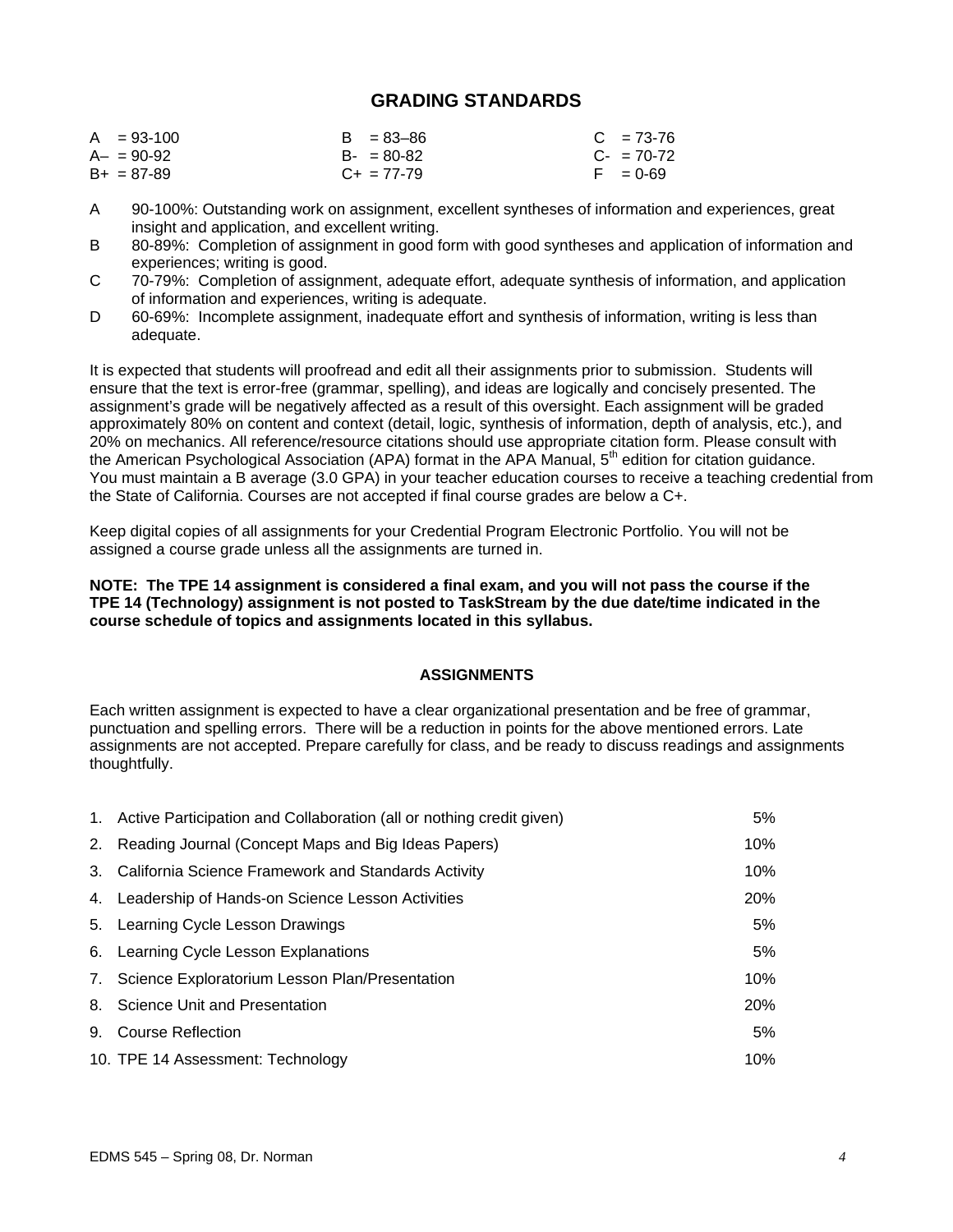## GRADING STANDARDS

| | | |
|---|---|---|
| A = 93-100 | B = 83–86 | C = 73-76 |
| A– = 90-92 | B- = 80-82 | C- = 70-72 |
| B+ = 87-89 | C+ = 77-79 | F = 0-69 |

- A 90-100%: Outstanding work on assignment, excellent syntheses of information and experiences, great insight and application, and excellent writing.
- B 80-89%: Completion of assignment in good form with good syntheses and application of information and experiences; writing is good.
- C 70-79%: Completion of assignment, adequate effort, adequate synthesis of information, and application of information and experiences, writing is adequate.
- D 60-69%: Incomplete assignment, inadequate effort and synthesis of information, writing is less than adequate.

It is expected that students will proofread and edit all their assignments prior to submission. Students will ensure that the text is error-free (grammar, spelling), and ideas are logically and concisely presented. The assignment's grade will be negatively affected as a result of this oversight. Each assignment will be graded approximately 80% on content and context (detail, logic, synthesis of information, depth of analysis, etc.), and 20% on mechanics. All reference/resource citations should use appropriate citation form. Please consult with the American Psychological Association (APA) format in the APA Manual, 5th edition for citation guidance. You must maintain a B average (3.0 GPA) in your teacher education courses to receive a teaching credential from the State of California. Courses are not accepted if final course grades are below a C+.

Keep digital copies of all assignments for your Credential Program Electronic Portfolio. You will not be assigned a course grade unless all the assignments are turned in.

**NOTE: The TPE 14 assignment is considered a final exam, and you will not pass the course if the TPE 14 (Technology) assignment is not posted to TaskStream by the due date/time indicated in the course schedule of topics and assignments located in this syllabus.**

### ASSIGNMENTS

Each written assignment is expected to have a clear organizational presentation and be free of grammar, punctuation and spelling errors. There will be a reduction in points for the above mentioned errors. Late assignments are not accepted. Prepare carefully for class, and be ready to discuss readings and assignments thoughtfully.

| | Assignment | Weight |
|---|---|---|
| 1. | Active Participation and Collaboration (all or nothing credit given) | 5% |
| 2. | Reading Journal (Concept Maps and Big Ideas Papers) | 10% |
| 3. | California Science Framework and Standards Activity | 10% |
| 4. | Leadership of Hands-on Science Lesson Activities | 20% |
| 5. | Learning Cycle Lesson Drawings | 5% |
| 6. | Learning Cycle Lesson Explanations | 5% |
| 7. | Science Exploratorium Lesson Plan/Presentation | 10% |
| 8. | Science Unit and Presentation | 20% |
| 9. | Course Reflection | 5% |
| 10. | TPE 14 Assessment: Technology | 10% |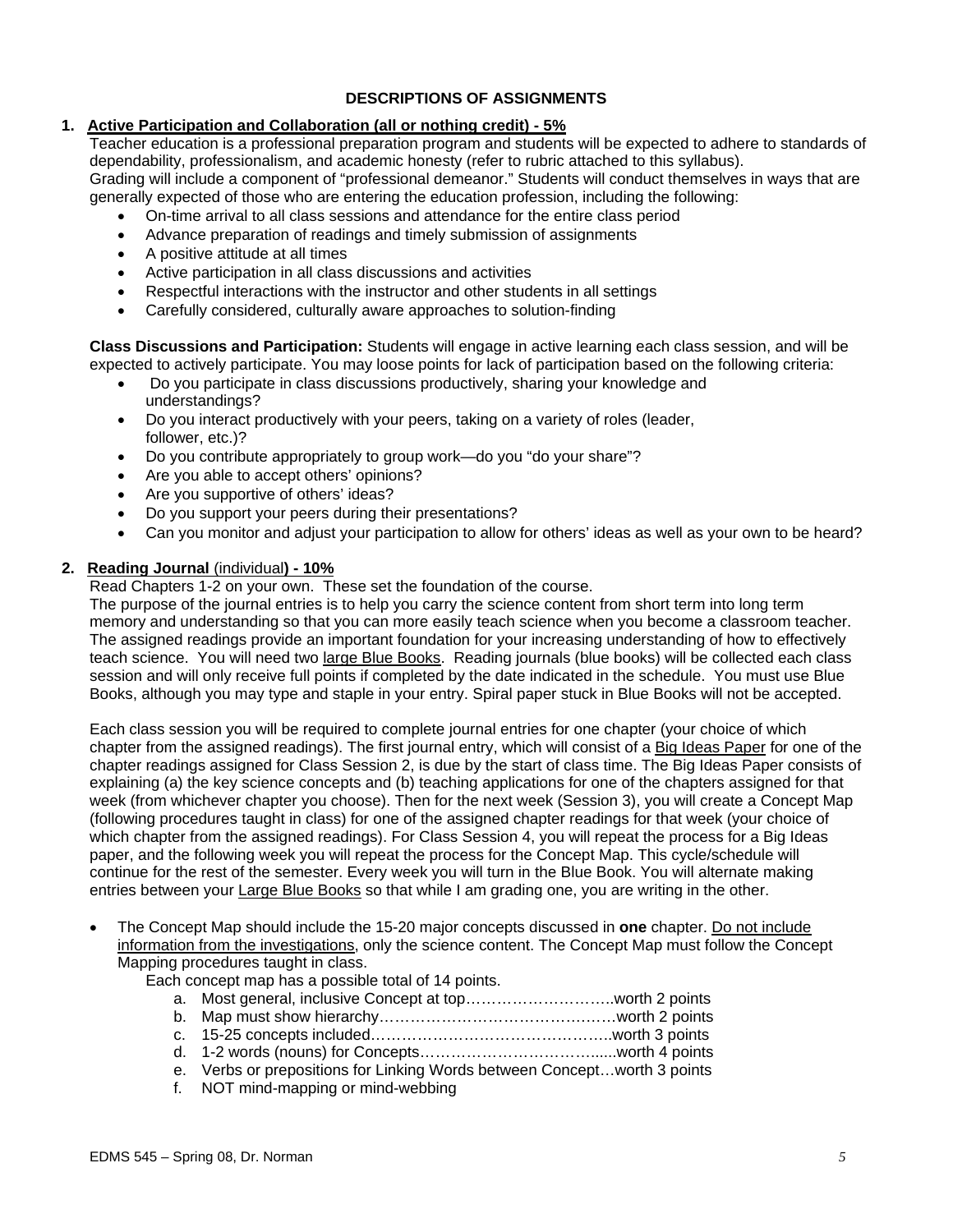## DESCRIPTIONS OF ASSIGNMENTS

1. **Active Participation and Collaboration (all or nothing credit) - 5%**

   Teacher education is a professional preparation program and students will be expected to adhere to standards of dependability, professionalism, and academic honesty (refer to rubric attached to this syllabus).

   Grading will include a component of "professional demeanor." Students will conduct themselves in ways that are generally expected of those who are entering the education profession, including the following:

   - On-time arrival to all class sessions and attendance for the entire class period
   - Advance preparation of readings and timely submission of assignments
   - A positive attitude at all times
   - Active participation in all class discussions and activities
   - Respectful interactions with the instructor and other students in all settings
   - Carefully considered, culturally aware approaches to solution-finding

   **Class Discussions and Participation:** Students will engage in active learning each class session, and will be expected to actively participate. You may loose points for lack of participation based on the following criteria:

   - Do you participate in class discussions productively, sharing your knowledge and understandings?
   - Do you interact productively with your peers, taking on a variety of roles (leader, follower, etc.)?
   - Do you contribute appropriately to group work—do you "do your share"?
   - Are you able to accept others' opinions?
   - Are you supportive of others' ideas?
   - Do you support your peers during their presentations?
   - Can you monitor and adjust your participation to allow for others' ideas as well as your own to be heard?

2. **Reading Journal (individual) - 10%**

   Read Chapters 1-2 on your own. These set the foundation of the course.

   The purpose of the journal entries is to help you carry the science content from short term into long term memory and understanding so that you can more easily teach science when you become a classroom teacher. The assigned readings provide an important foundation for your increasing understanding of how to effectively teach science. You will need two large Blue Books. Reading journals (blue books) will be collected each class session and will only receive full points if completed by the date indicated in the schedule. You must use Blue Books, although you may type and staple in your entry. Spiral paper stuck in Blue Books will not be accepted.

   Each class session you will be required to complete journal entries for one chapter (your choice of which chapter from the assigned readings). The first journal entry, which will consist of a Big Ideas Paper for one of the chapter readings assigned for Class Session 2, is due by the start of class time. The Big Ideas Paper consists of explaining (a) the key science concepts and (b) teaching applications for one of the chapters assigned for that week (from whichever chapter you choose). Then for the next week (Session 3), you will create a Concept Map (following procedures taught in class) for one of the assigned chapter readings for that week (your choice of which chapter from the assigned readings). For Class Session 4, you will repeat the process for a Big Ideas paper, and the following week you will repeat the process for the Concept Map. This cycle/schedule will continue for the rest of the semester. Every week you will turn in the Blue Book. You will alternate making entries between your Large Blue Books so that while I am grading one, you are writing in the other.

   - The Concept Map should include the 15-20 major concepts discussed in **one** chapter. Do not include information from the investigations, only the science content. The Concept Map must follow the Concept Mapping procedures taught in class.

     Each concept map has a possible total of 14 points.

     a. Most general, inclusive Concept at top………………………..worth 2 points
     b. Map must show hierarchy…………………………………….…worth 2 points
     c. 15-25 concepts included………………………………………..worth 3 points
     d. 1-2 words (nouns) for Concepts……………………………......worth 4 points
     e. Verbs or prepositions for Linking Words between Concept…worth 3 points
     f. NOT mind-mapping or mind-webbing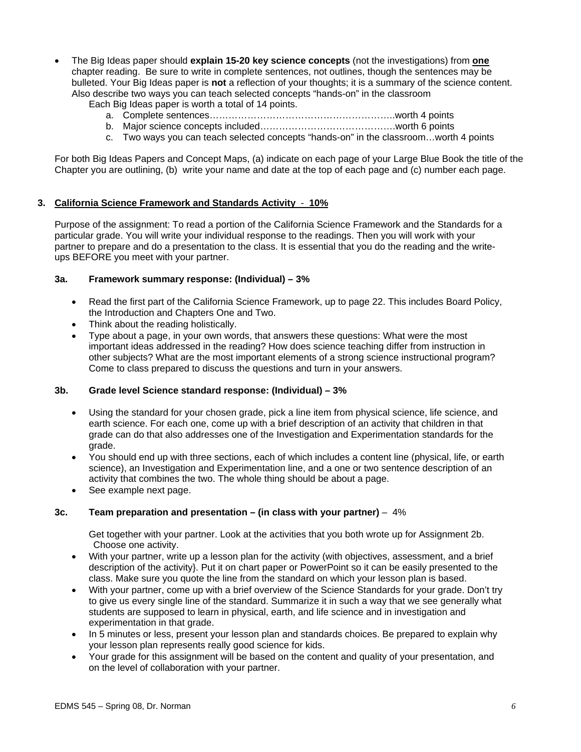- The Big Ideas paper should **explain 15-20 key science concepts** (not the investigations) from **one** chapter reading. Be sure to write in complete sentences, not outlines, though the sentences may be bulleted. Your Big Ideas paper is **not** a reflection of your thoughts; it is a summary of the science content. Also describe two ways you can teach selected concepts "hands-on" in the classroom

  Each Big Ideas paper is worth a total of 14 points.

  a. Complete sentences…………………………………………………..worth 4 points
  b. Major science concepts included…………………………………….worth 6 points
  c. Two ways you can teach selected concepts "hands-on" in the classroom…worth 4 points

For both Big Ideas Papers and Concept Maps, (a) indicate on each page of your Large Blue Book the title of the Chapter you are outlining, (b) write your name and date at the top of each page and (c) number each page.

### 3. California Science Framework and Standards Activity - 10%

Purpose of the assignment: To read a portion of the California Science Framework and the Standards for a particular grade. You will write your individual response to the readings. Then you will work with your partner to prepare and do a presentation to the class. It is essential that you do the reading and the write-ups BEFORE you meet with your partner.

#### 3a. Framework summary response: (Individual) – 3%

- Read the first part of the California Science Framework, up to page 22. This includes Board Policy, the Introduction and Chapters One and Two.
- Think about the reading holistically.
- Type about a page, in your own words, that answers these questions: What were the most important ideas addressed in the reading? How does science teaching differ from instruction in other subjects? What are the most important elements of a strong science instructional program? Come to class prepared to discuss the questions and turn in your answers.

#### 3b. Grade level Science standard response: (Individual) – 3%

- Using the standard for your chosen grade, pick a line item from physical science, life science, and earth science. For each one, come up with a brief description of an activity that children in that grade can do that also addresses one of the Investigation and Experimentation standards for the grade.
- You should end up with three sections, each of which includes a content line (physical, life, or earth science), an Investigation and Experimentation line, and a one or two sentence description of an activity that combines the two. The whole thing should be about a page.
- See example next page.

#### 3c. Team preparation and presentation – (in class with your partner) – 4%

Get together with your partner. Look at the activities that you both wrote up for Assignment 2b. Choose one activity.

- With your partner, write up a lesson plan for the activity (with objectives, assessment, and a brief description of the activity}. Put it on chart paper or PowerPoint so it can be easily presented to the class. Make sure you quote the line from the standard on which your lesson plan is based.
- With your partner, come up with a brief overview of the Science Standards for your grade. Don't try to give us every single line of the standard. Summarize it in such a way that we see generally what students are supposed to learn in physical, earth, and life science and in investigation and experimentation in that grade.
- In 5 minutes or less, present your lesson plan and standards choices. Be prepared to explain why your lesson plan represents really good science for kids.
- Your grade for this assignment will be based on the content and quality of your presentation, and on the level of collaboration with your partner.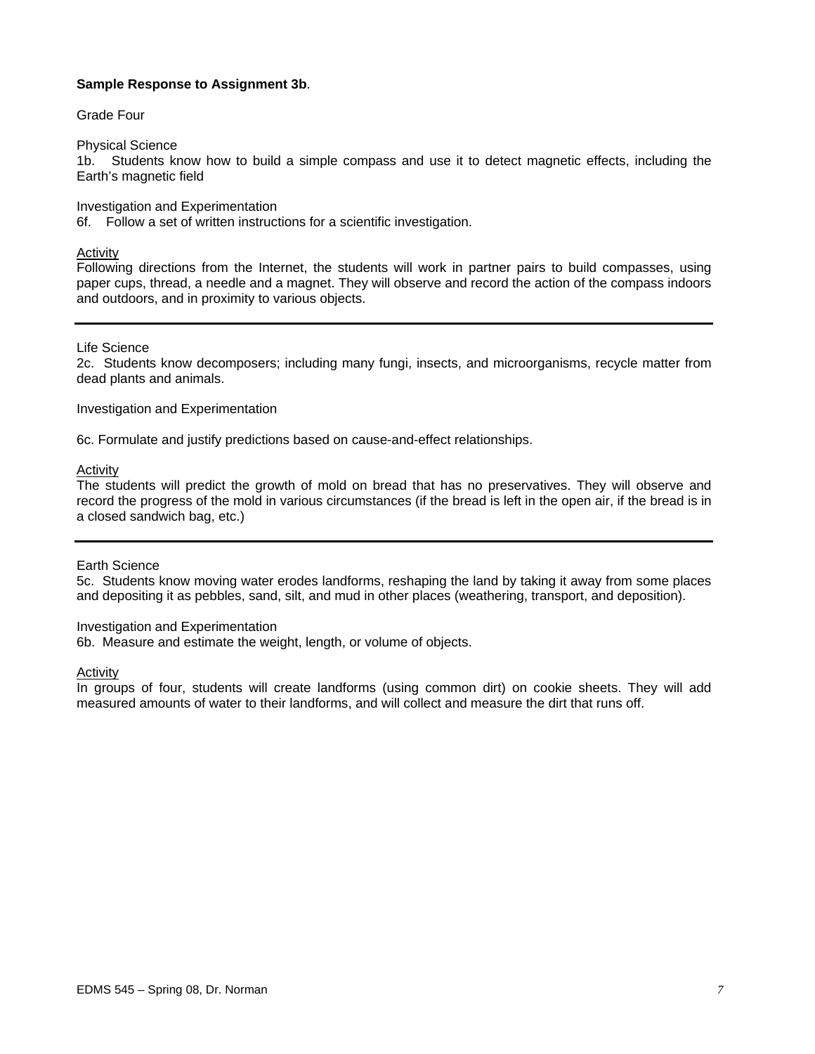**Sample Response to Assignment 3b**.

Grade Four

Physical Science

1b. Students know how to build a simple compass and use it to detect magnetic effects, including the Earth's magnetic field

Investigation and Experimentation

6f. Follow a set of written instructions for a scientific investigation.

Activity

Following directions from the Internet, the students will work in partner pairs to build compasses, using paper cups, thread, a needle and a magnet. They will observe and record the action of the compass indoors and outdoors, and in proximity to various objects.

---

Life Science

2c. Students know decomposers; including many fungi, insects, and microorganisms, recycle matter from dead plants and animals.

Investigation and Experimentation

6c. Formulate and justify predictions based on cause-and-effect relationships.

Activity

The students will predict the growth of mold on bread that has no preservatives. They will observe and record the progress of the mold in various circumstances (if the bread is left in the open air, if the bread is in a closed sandwich bag, etc.)

---

Earth Science

5c. Students know moving water erodes landforms, reshaping the land by taking it away from some places and depositing it as pebbles, sand, silt, and mud in other places (weathering, transport, and deposition).

Investigation and Experimentation

6b. Measure and estimate the weight, length, or volume of objects.

Activity

In groups of four, students will create landforms (using common dirt) on cookie sheets. They will add measured amounts of water to their landforms, and will collect and measure the dirt that runs off.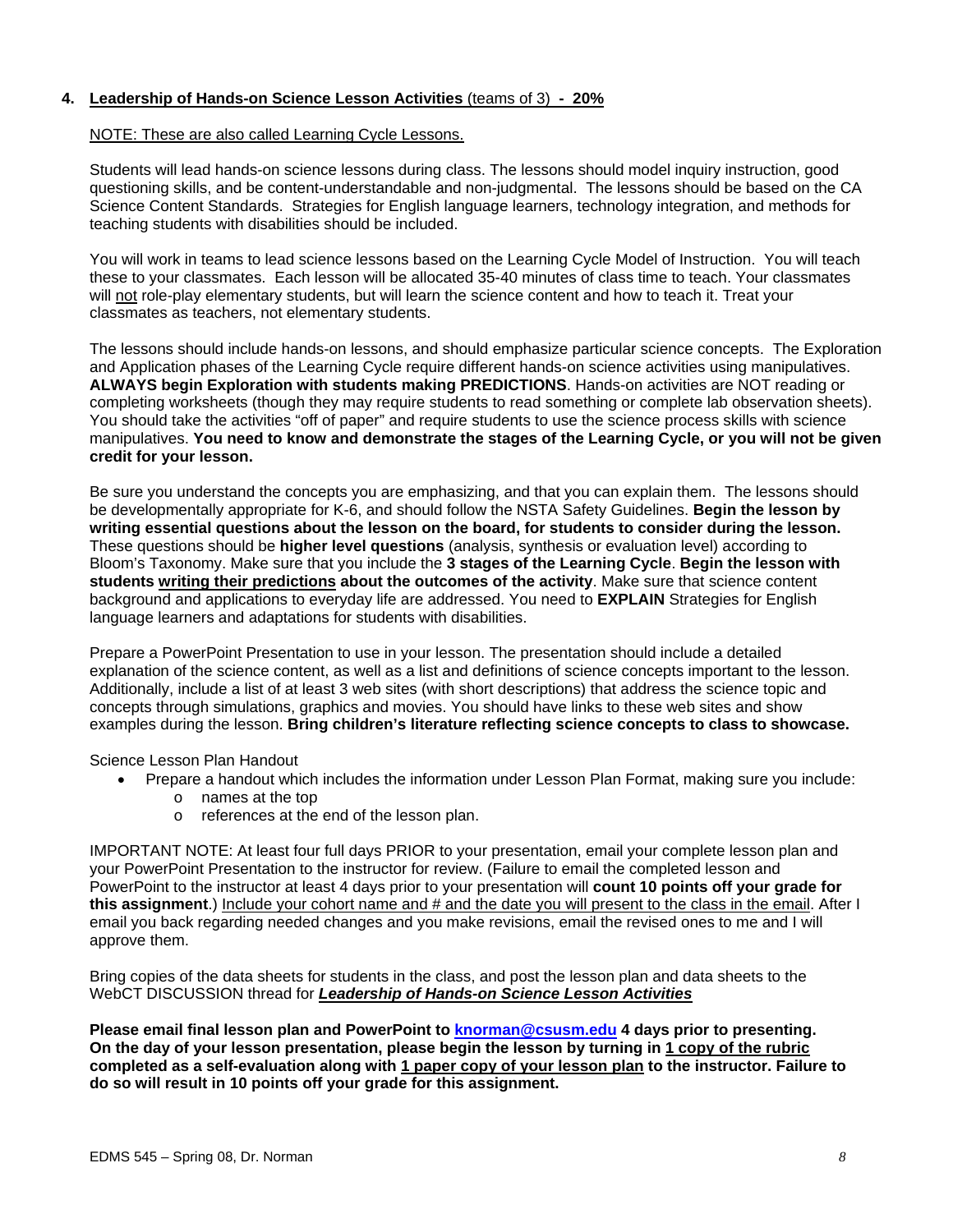**4. Leadership of Hands-on Science Lesson Activities (teams of 3) - 20%**

NOTE: These are also called Learning Cycle Lessons.

Students will lead hands-on science lessons during class. The lessons should model inquiry instruction, good questioning skills, and be content-understandable and non-judgmental. The lessons should be based on the CA Science Content Standards. Strategies for English language learners, technology integration, and methods for teaching students with disabilities should be included.

You will work in teams to lead science lessons based on the Learning Cycle Model of Instruction. You will teach these to your classmates. Each lesson will be allocated 35-40 minutes of class time to teach. Your classmates will not role-play elementary students, but will learn the science content and how to teach it. Treat your classmates as teachers, not elementary students.

The lessons should include hands-on lessons, and should emphasize particular science concepts. The Exploration and Application phases of the Learning Cycle require different hands-on science activities using manipulatives. **ALWAYS begin Exploration with students making PREDICTIONS**. Hands-on activities are NOT reading or completing worksheets (though they may require students to read something or complete lab observation sheets). You should take the activities "off of paper" and require students to use the science process skills with science manipulatives. **You need to know and demonstrate the stages of the Learning Cycle, or you will not be given credit for your lesson.**

Be sure you understand the concepts you are emphasizing, and that you can explain them. The lessons should be developmentally appropriate for K-6, and should follow the NSTA Safety Guidelines. **Begin the lesson by writing essential questions about the lesson on the board, for students to consider during the lesson.** These questions should be **higher level questions** (analysis, synthesis or evaluation level) according to Bloom's Taxonomy. Make sure that you include the **3 stages of the Learning Cycle**. **Begin the lesson with students writing their predictions about the outcomes of the activity**. Make sure that science content background and applications to everyday life are addressed. You need to **EXPLAIN** Strategies for English language learners and adaptations for students with disabilities.

Prepare a PowerPoint Presentation to use in your lesson. The presentation should include a detailed explanation of the science content, as well as a list and definitions of science concepts important to the lesson. Additionally, include a list of at least 3 web sites (with short descriptions) that address the science topic and concepts through simulations, graphics and movies. You should have links to these web sites and show examples during the lesson. **Bring children's literature reflecting science concepts to class to showcase.**

Science Lesson Plan Handout

- Prepare a handout which includes the information under Lesson Plan Format, making sure you include:
  - names at the top
  - references at the end of the lesson plan.

IMPORTANT NOTE: At least four full days PRIOR to your presentation, email your complete lesson plan and your PowerPoint Presentation to the instructor for review. (Failure to email the completed lesson and PowerPoint to the instructor at least 4 days prior to your presentation will **count 10 points off your grade for this assignment**.) Include your cohort name and # and the date you will present to the class in the email. After I email you back regarding needed changes and you make revisions, email the revised ones to me and I will approve them.

Bring copies of the data sheets for students in the class, and post the lesson plan and data sheets to the WebCT DISCUSSION thread for ***Leadership of Hands-on Science Lesson Activities***

**Please email final lesson plan and PowerPoint to knorman@csusm.edu 4 days prior to presenting. On the day of your lesson presentation, please begin the lesson by turning in 1 copy of the rubric completed as a self-evaluation along with 1 paper copy of your lesson plan to the instructor. Failure to do so will result in 10 points off your grade for this assignment.**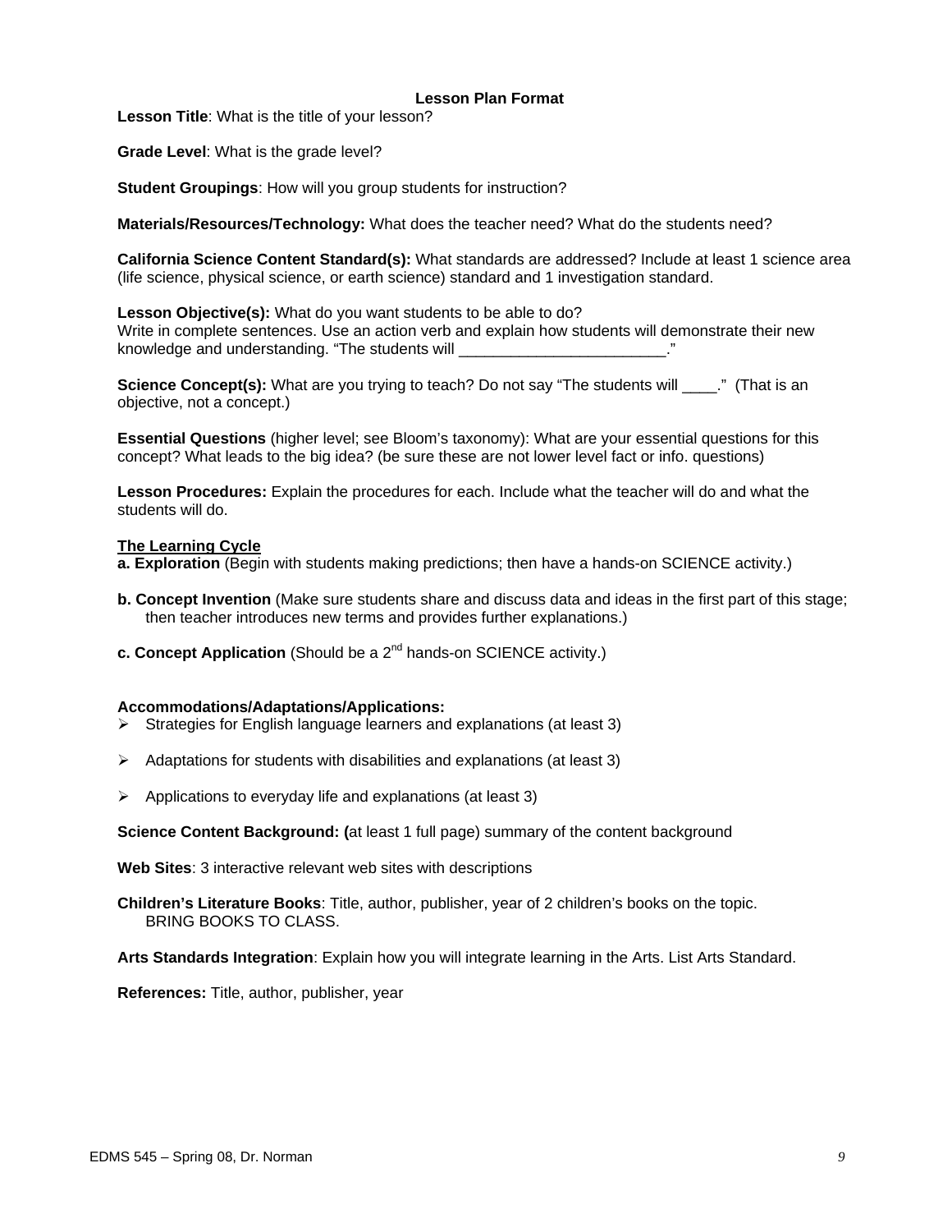## Lesson Plan Format

**Lesson Title**: What is the title of your lesson?

**Grade Level**: What is the grade level?

**Student Groupings**: How will you group students for instruction?

**Materials/Resources/Technology:** What does the teacher need? What do the students need?

**California Science Content Standard(s):** What standards are addressed? Include at least 1 science area (life science, physical science, or earth science) standard and 1 investigation standard.

**Lesson Objective(s):** What do you want students to be able to do?
Write in complete sentences. Use an action verb and explain how students will demonstrate their new knowledge and understanding. "The students will ________________________."

**Science Concept(s):** What are you trying to teach? Do not say "The students will ____." (That is an objective, not a concept.)

**Essential Questions** (higher level; see Bloom's taxonomy): What are your essential questions for this concept? What leads to the big idea? (be sure these are not lower level fact or info. questions)

**Lesson Procedures:** Explain the procedures for each. Include what the teacher will do and what the students will do.

**The Learning Cycle**

**a. Exploration** (Begin with students making predictions; then have a hands-on SCIENCE activity.)

**b. Concept Invention** (Make sure students share and discuss data and ideas in the first part of this stage; then teacher introduces new terms and provides further explanations.)

**c. Concept Application** (Should be a 2nd hands-on SCIENCE activity.)

**Accommodations/Adaptations/Applications:**

- Strategies for English language learners and explanations (at least 3)
- Adaptations for students with disabilities and explanations (at least 3)
- Applications to everyday life and explanations (at least 3)

**Science Content Background: (**at least 1 full page) summary of the content background

**Web Sites**: 3 interactive relevant web sites with descriptions

**Children's Literature Books**: Title, author, publisher, year of 2 children's books on the topic.
BRING BOOKS TO CLASS.

**Arts Standards Integration**: Explain how you will integrate learning in the Arts. List Arts Standard.

**References:** Title, author, publisher, year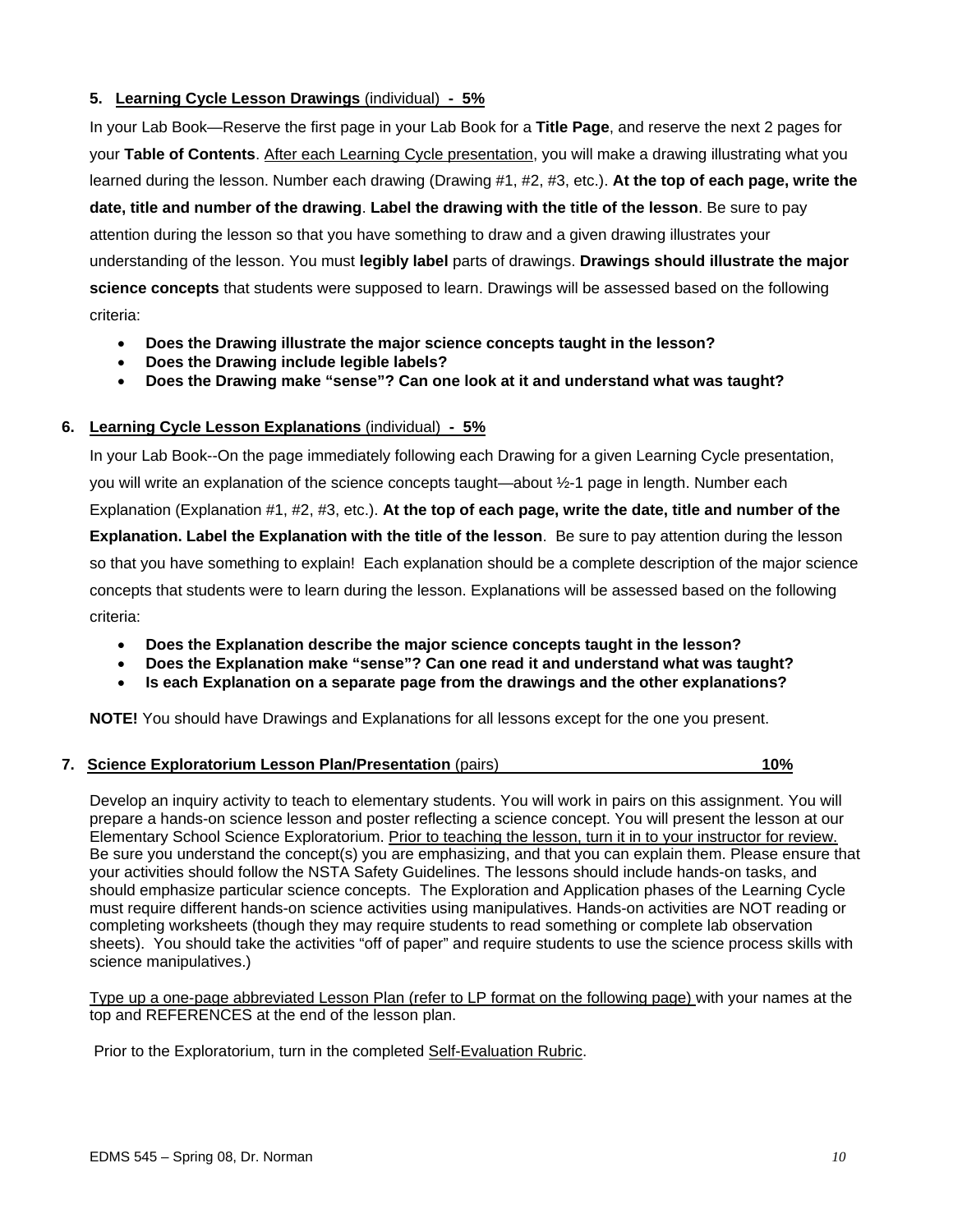5. **Learning Cycle Lesson Drawings** (individual) **- 5%**

In your Lab Book—Reserve the first page in your Lab Book for a **Title Page**, and reserve the next 2 pages for your **Table of Contents**. After each Learning Cycle presentation, you will make a drawing illustrating what you learned during the lesson. Number each drawing (Drawing #1, #2, #3, etc.). **At the top of each page, write the date, title and number of the drawing**. **Label the drawing with the title of the lesson**. Be sure to pay attention during the lesson so that you have something to draw and a given drawing illustrates your understanding of the lesson. You must **legibly label** parts of drawings. **Drawings should illustrate the major science concepts** that students were supposed to learn. Drawings will be assessed based on the following criteria:

- **Does the Drawing illustrate the major science concepts taught in the lesson?**
- **Does the Drawing include legible labels?**
- **Does the Drawing make "sense"? Can one look at it and understand what was taught?**

6. **Learning Cycle Lesson Explanations** (individual) **- 5%**

In your Lab Book--On the page immediately following each Drawing for a given Learning Cycle presentation, you will write an explanation of the science concepts taught—about ½-1 page in length. Number each Explanation (Explanation #1, #2, #3, etc.). **At the top of each page, write the date, title and number of the Explanation. Label the Explanation with the title of the lesson**. Be sure to pay attention during the lesson so that you have something to explain! Each explanation should be a complete description of the major science concepts that students were to learn during the lesson. Explanations will be assessed based on the following criteria:

- **Does the Explanation describe the major science concepts taught in the lesson?**
- **Does the Explanation make "sense"? Can one read it and understand what was taught?**
- **Is each Explanation on a separate page from the drawings and the other explanations?**

**NOTE!** You should have Drawings and Explanations for all lessons except for the one you present.

7. **Science Exploratorium Lesson Plan/Presentation** (pairs) **10%**

Develop an inquiry activity to teach to elementary students. You will work in pairs on this assignment. You will prepare a hands-on science lesson and poster reflecting a science concept. You will present the lesson at our Elementary School Science Exploratorium. Prior to teaching the lesson, turn it in to your instructor for review. Be sure you understand the concept(s) you are emphasizing, and that you can explain them. Please ensure that your activities should follow the NSTA Safety Guidelines. The lessons should include hands-on tasks, and should emphasize particular science concepts. The Exploration and Application phases of the Learning Cycle must require different hands-on science activities using manipulatives. Hands-on activities are NOT reading or completing worksheets (though they may require students to read something or complete lab observation sheets). You should take the activities "off of paper" and require students to use the science process skills with science manipulatives.)

Type up a one-page abbreviated Lesson Plan (refer to LP format on the following page) with your names at the top and REFERENCES at the end of the lesson plan.

Prior to the Exploratorium, turn in the completed Self-Evaluation Rubric.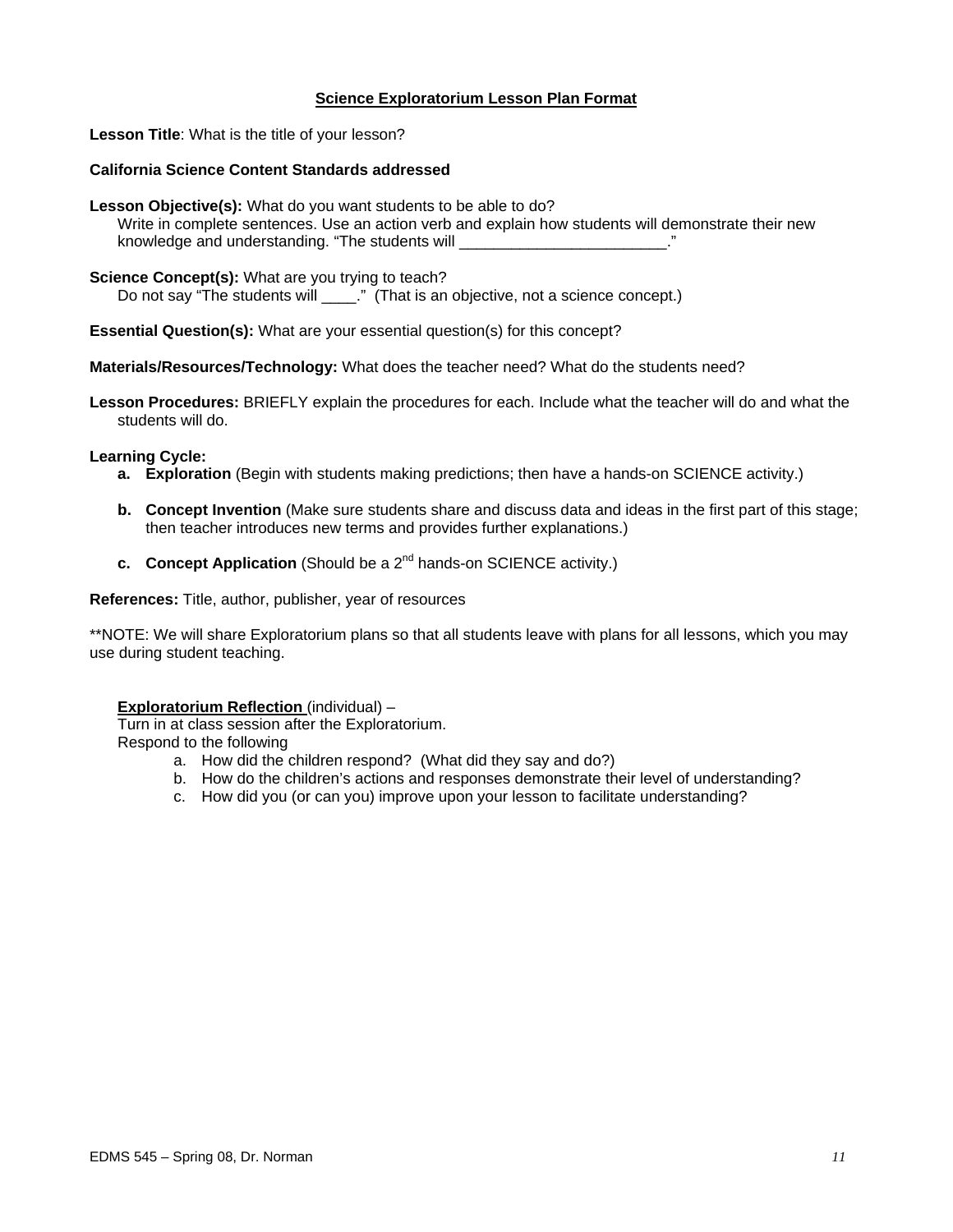## Science Exploratorium Lesson Plan Format

**Lesson Title**: What is the title of your lesson?

**California Science Content Standards addressed**

**Lesson Objective(s):** What do you want students to be able to do?
Write in complete sentences. Use an action verb and explain how students will demonstrate their new knowledge and understanding. "The students will ________________________."

**Science Concept(s):** What are you trying to teach?
Do not say "The students will ____." (That is an objective, not a science concept.)

**Essential Question(s):** What are your essential question(s) for this concept?

**Materials/Resources/Technology:** What does the teacher need? What do the students need?

**Lesson Procedures:** BRIEFLY explain the procedures for each. Include what the teacher will do and what the students will do.

**Learning Cycle:**

- **a. Exploration** (Begin with students making predictions; then have a hands-on SCIENCE activity.)
- **b. Concept Invention** (Make sure students share and discuss data and ideas in the first part of this stage; then teacher introduces new terms and provides further explanations.)
- **c. Concept Application** (Should be a 2nd hands-on SCIENCE activity.)

**References:** Title, author, publisher, year of resources

**NOTE: We will share Exploratorium plans so that all students leave with plans for all lessons, which you may use during student teaching.

**Exploratorium Reflection** (individual) –
Turn in at class session after the Exploratorium.
Respond to the following

a. How did the children respond? (What did they say and do?)
b. How do the children's actions and responses demonstrate their level of understanding?
c. How did you (or can you) improve upon your lesson to facilitate understanding?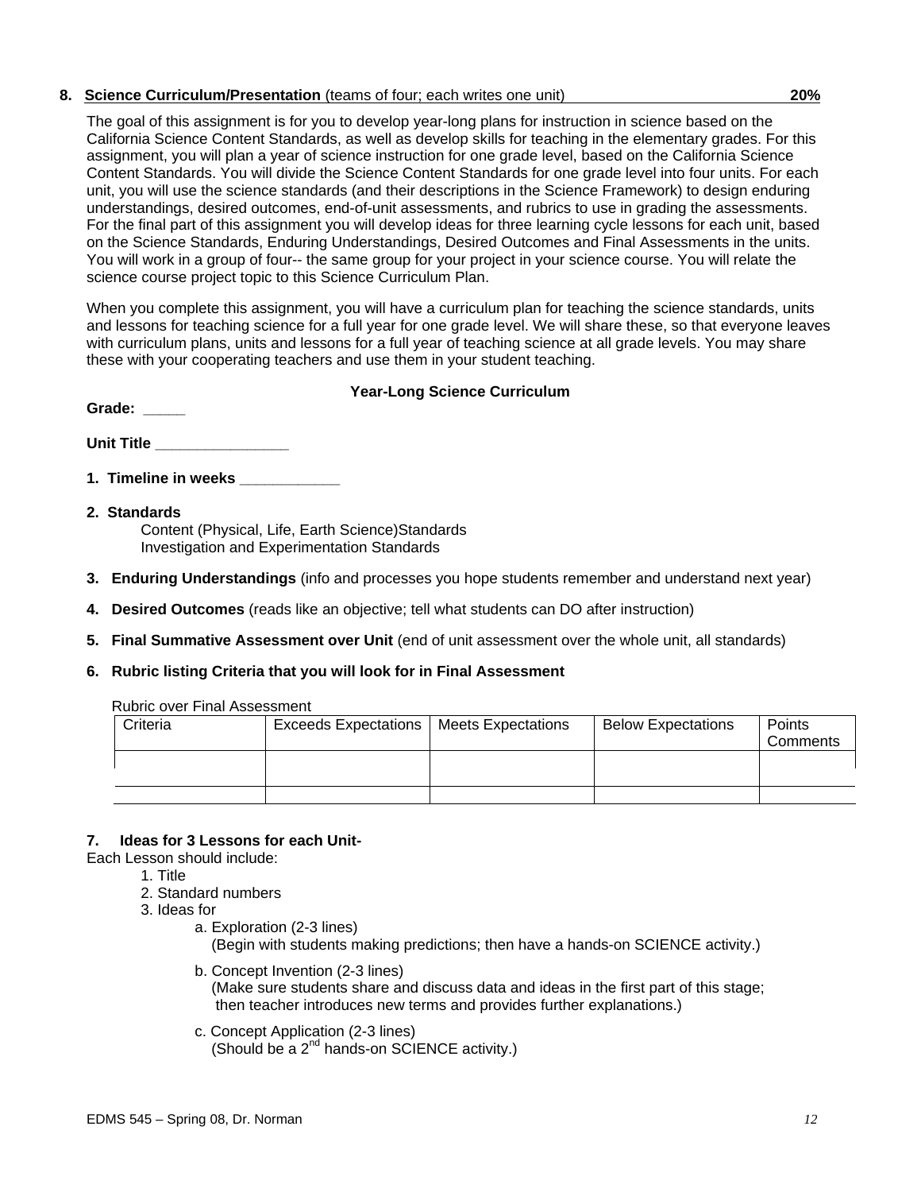**8. Science Curriculum/Presentation** (teams of four; each writes one unit) **20%**

The goal of this assignment is for you to develop year-long plans for instruction in science based on the California Science Content Standards, as well as develop skills for teaching in the elementary grades. For this assignment, you will plan a year of science instruction for one grade level, based on the California Science Content Standards. You will divide the Science Content Standards for one grade level into four units. For each unit, you will use the science standards (and their descriptions in the Science Framework) to design enduring understandings, desired outcomes, end-of-unit assessments, and rubrics to use in grading the assessments. For the final part of this assignment you will develop ideas for three learning cycle lessons for each unit, based on the Science Standards, Enduring Understandings, Desired Outcomes and Final Assessments in the units. You will work in a group of four-- the same group for your project in your science course. You will relate the science course project topic to this Science Curriculum Plan.

When you complete this assignment, you will have a curriculum plan for teaching the science standards, units and lessons for teaching science for a full year for one grade level. We will share these, so that everyone leaves with curriculum plans, units and lessons for a full year of teaching science at all grade levels. You may share these with your cooperating teachers and use them in your student teaching.

**Year-Long Science Curriculum**

**Grade: _____**

**Unit Title ________________**

**1. Timeline in weeks ____________**

**2. Standards**

Content (Physical, Life, Earth Science)Standards
Investigation and Experimentation Standards

**3. Enduring Understandings** (info and processes you hope students remember and understand next year)

**4. Desired Outcomes** (reads like an objective; tell what students can DO after instruction)

**5. Final Summative Assessment over Unit** (end of unit assessment over the whole unit, all standards)

**6. Rubric listing Criteria that you will look for in Final Assessment**

Rubric over Final Assessment

| Criteria | Exceeds Expectations | Meets Expectations | Below Expectations | Points Comments |
|---|---|---|---|---|
| | | | | |
| | | | | |

**7. Ideas for 3 Lessons for each Unit-**

Each Lesson should include:

1. Title
2. Standard numbers
3. Ideas for
   a. Exploration (2-3 lines)
   (Begin with students making predictions; then have a hands-on SCIENCE activity.)
   b. Concept Invention (2-3 lines)
   (Make sure students share and discuss data and ideas in the first part of this stage; then teacher introduces new terms and provides further explanations.)
   c. Concept Application (2-3 lines)
   (Should be a 2nd hands-on SCIENCE activity.)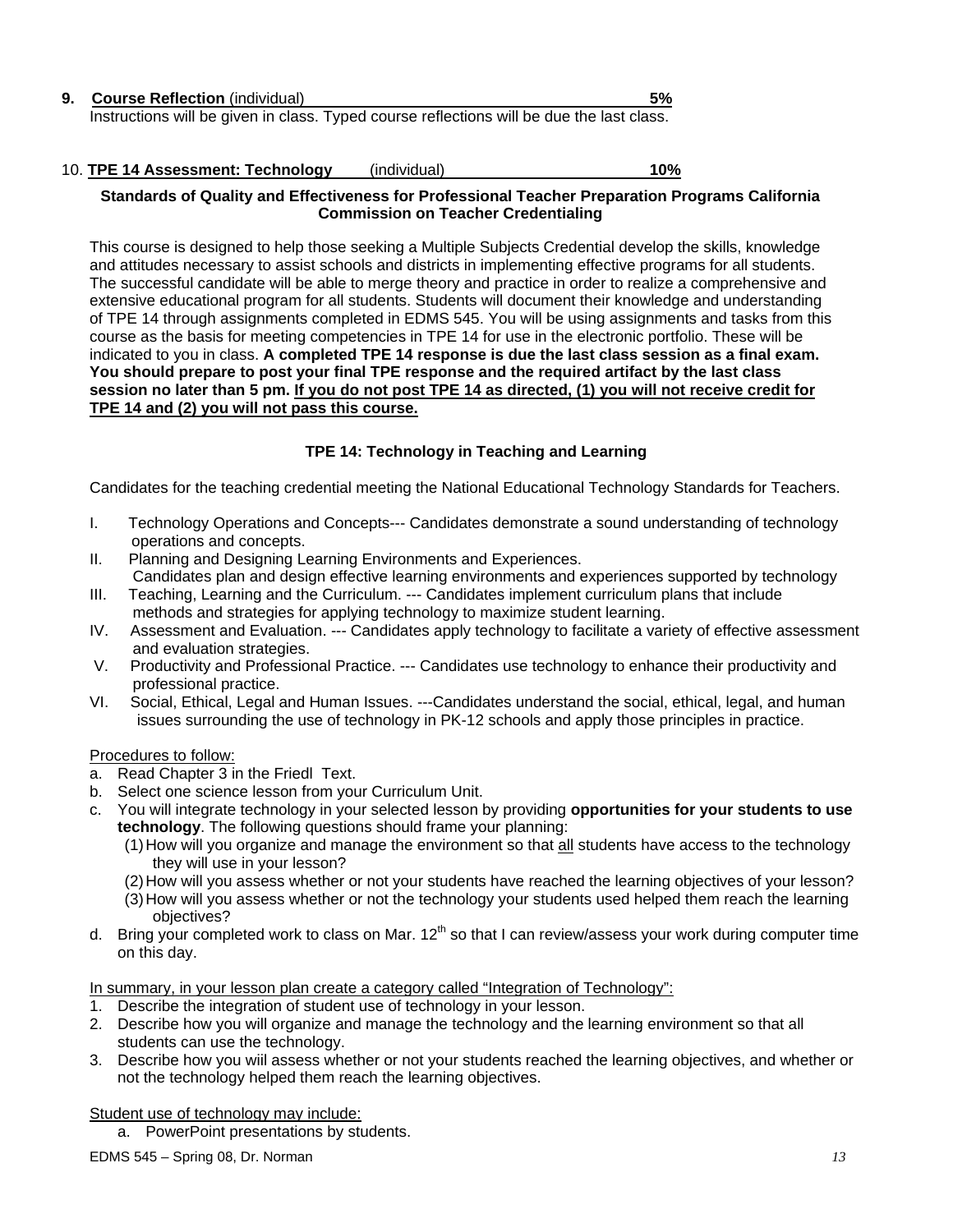**9. Course Reflection** (individual) **5%**

Instructions will be given in class. Typed course reflections will be due the last class.

10. **TPE 14 Assessment: Technology** (individual) **10%**

**Standards of Quality and Effectiveness for Professional Teacher Preparation Programs California Commission on Teacher Credentialing**

This course is designed to help those seeking a Multiple Subjects Credential develop the skills, knowledge and attitudes necessary to assist schools and districts in implementing effective programs for all students. The successful candidate will be able to merge theory and practice in order to realize a comprehensive and extensive educational program for all students. Students will document their knowledge and understanding of TPE 14 through assignments completed in EDMS 545. You will be using assignments and tasks from this course as the basis for meeting competencies in TPE 14 for use in the electronic portfolio. These will be indicated to you in class. **A completed TPE 14 response is due the last class session as a final exam. You should prepare to post your final TPE response and the required artifact by the last class session no later than 5 pm. If you do not post TPE 14 as directed, (1) you will not receive credit for TPE 14 and (2) you will not pass this course.**

**TPE 14: Technology in Teaching and Learning**

Candidates for the teaching credential meeting the National Educational Technology Standards for Teachers.

I. Technology Operations and Concepts--- Candidates demonstrate a sound understanding of technology operations and concepts.
II. Planning and Designing Learning Environments and Experiences. Candidates plan and design effective learning environments and experiences supported by technology
III. Teaching, Learning and the Curriculum. --- Candidates implement curriculum plans that include methods and strategies for applying technology to maximize student learning.
IV. Assessment and Evaluation. --- Candidates apply technology to facilitate a variety of effective assessment and evaluation strategies.
V. Productivity and Professional Practice. --- Candidates use technology to enhance their productivity and professional practice.
VI. Social, Ethical, Legal and Human Issues. ---Candidates understand the social, ethical, legal, and human issues surrounding the use of technology in PK-12 schools and apply those principles in practice.

Procedures to follow:

a. Read Chapter 3 in the Friedl Text.
b. Select one science lesson from your Curriculum Unit.
c. You will integrate technology in your selected lesson by providing **opportunities for your students to use technology**. The following questions should frame your planning:
   (1) How will you organize and manage the environment so that all students have access to the technology they will use in your lesson?
   (2) How will you assess whether or not your students have reached the learning objectives of your lesson?
   (3) How will you assess whether or not the technology your students used helped them reach the learning objectives?
d. Bring your completed work to class on Mar. 12th so that I can review/assess your work during computer time on this day.

In summary, in your lesson plan create a category called "Integration of Technology":

1. Describe the integration of student use of technology in your lesson.
2. Describe how you will organize and manage the technology and the learning environment so that all students can use the technology.
3. Describe how you wiil assess whether or not your students reached the learning objectives, and whether or not the technology helped them reach the learning objectives.

Student use of technology may include:

a. PowerPoint presentations by students.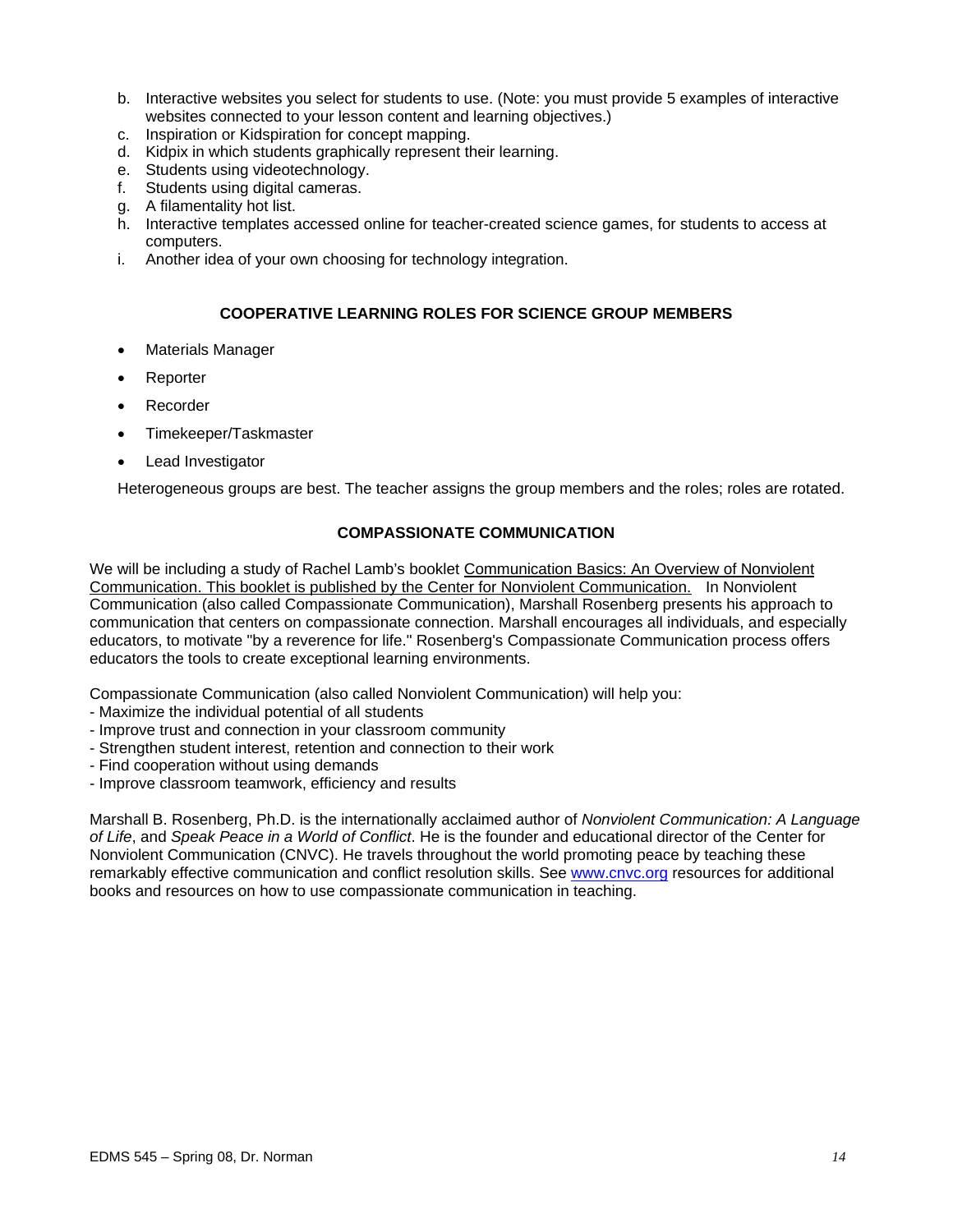b. Interactive websites you select for students to use. (Note: you must provide 5 examples of interactive websites connected to your lesson content and learning objectives.)
c. Inspiration or Kidspiration for concept mapping.
d. Kidpix in which students graphically represent their learning.
e. Students using videotechnology.
f. Students using digital cameras.
g. A filamentality hot list.
h. Interactive templates accessed online for teacher-created science games, for students to access at computers.
i. Another idea of your own choosing for technology integration.

### COOPERATIVE LEARNING ROLES FOR SCIENCE GROUP MEMBERS

- Materials Manager
- Reporter
- Recorder
- Timekeeper/Taskmaster
- Lead Investigator

Heterogeneous groups are best. The teacher assigns the group members and the roles; roles are rotated.

### COMPASSIONATE COMMUNICATION

We will be including a study of Rachel Lamb's booklet Communication Basics: An Overview of Nonviolent Communication. This booklet is published by the Center for Nonviolent Communication. In Nonviolent Communication (also called Compassionate Communication), Marshall Rosenberg presents his approach to communication that centers on compassionate connection. Marshall encourages all individuals, and especially educators, to motivate "by a reverence for life." Rosenberg's Compassionate Communication process offers educators the tools to create exceptional learning environments.

Compassionate Communication (also called Nonviolent Communication) will help you:
- Maximize the individual potential of all students
- Improve trust and connection in your classroom community
- Strengthen student interest, retention and connection to their work
- Find cooperation without using demands
- Improve classroom teamwork, efficiency and results

Marshall B. Rosenberg, Ph.D. is the internationally acclaimed author of *Nonviolent Communication: A Language of Life*, and *Speak Peace in a World of Conflict*. He is the founder and educational director of the Center for Nonviolent Communication (CNVC). He travels throughout the world promoting peace by teaching these remarkably effective communication and conflict resolution skills. See www.cnvc.org resources for additional books and resources on how to use compassionate communication in teaching.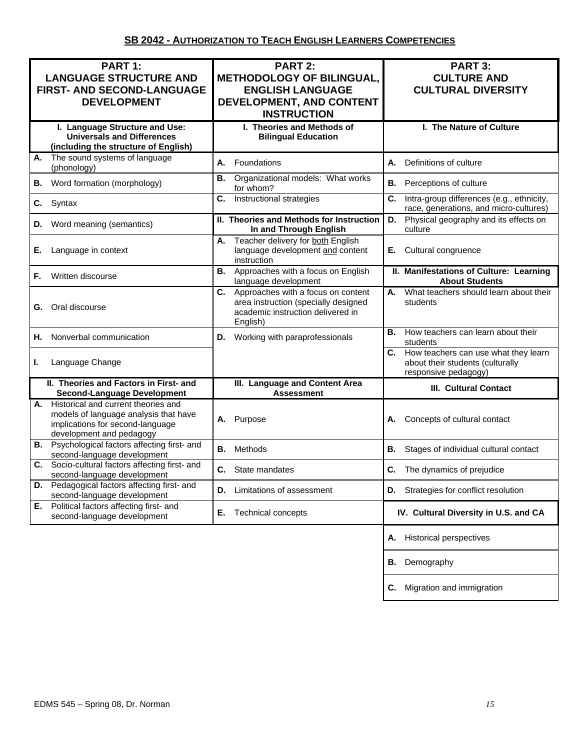## SB 2042 - AUTHORIZATION TO TEACH ENGLISH LEARNERS COMPETENCIES

| PART 1: LANGUAGE STRUCTURE AND FIRST- AND SECOND-LANGUAGE DEVELOPMENT | PART 2: METHODOLOGY OF BILINGUAL, ENGLISH LANGUAGE DEVELOPMENT, AND CONTENT INSTRUCTION | PART 3: CULTURE AND CULTURAL DIVERSITY |
|---|---|---|
| **I. Language Structure and Use: Universals and Differences (including the structure of English)** | **I. Theories and Methods of Bilingual Education** | **I. The Nature of Culture** |
| **A.** The sound systems of language (phonology) | **A.** Foundations | **A.** Definitions of culture |
| **B.** Word formation (morphology) | **B.** Organizational models: What works for whom? | **B.** Perceptions of culture |
| **C.** Syntax | **C.** Instructional strategies | **C.** Intra-group differences (e.g., ethnicity, race, generations, and micro-cultures) |
| **D.** Word meaning (semantics) | **II. Theories and Methods for Instruction In and Through English** | **D.** Physical geography and its effects on culture |
| **E.** Language in context | **A.** Teacher delivery for both English language development and content instruction | **E.** Cultural congruence |
| **F.** Written discourse | **B.** Approaches with a focus on English language development | **II. Manifestations of Culture: Learning About Students** |
| **G.** Oral discourse | **C.** Approaches with a focus on content area instruction (specially designed academic instruction delivered in English) | **A.** What teachers should learn about their students |
| **H.** Nonverbal communication | **D.** Working with paraprofessionals | **B.** How teachers can learn about their students |
| **I.** Language Change | | **C.** How teachers can use what they learn about their students (culturally responsive pedagogy) |
| **II. Theories and Factors in First- and Second-Language Development** | **III. Language and Content Area Assessment** | **III. Cultural Contact** |
| **A.** Historical and current theories and models of language analysis that have implications for second-language development and pedagogy | **A.** Purpose | **A.** Concepts of cultural contact |
| **B.** Psychological factors affecting first- and second-language development | **B.** Methods | **B.** Stages of individual cultural contact |
| **C.** Socio-cultural factors affecting first- and second-language development | **C.** State mandates | **C.** The dynamics of prejudice |
| **D.** Pedagogical factors affecting first- and second-language development | **D.** Limitations of assessment | **D.** Strategies for conflict resolution |
| **E.** Political factors affecting first- and second-language development | **E.** Technical concepts | **IV. Cultural Diversity in U.S. and CA** |
| | | **A.** Historical perspectives |
| | | **B.** Demography |
| | | **C.** Migration and immigration |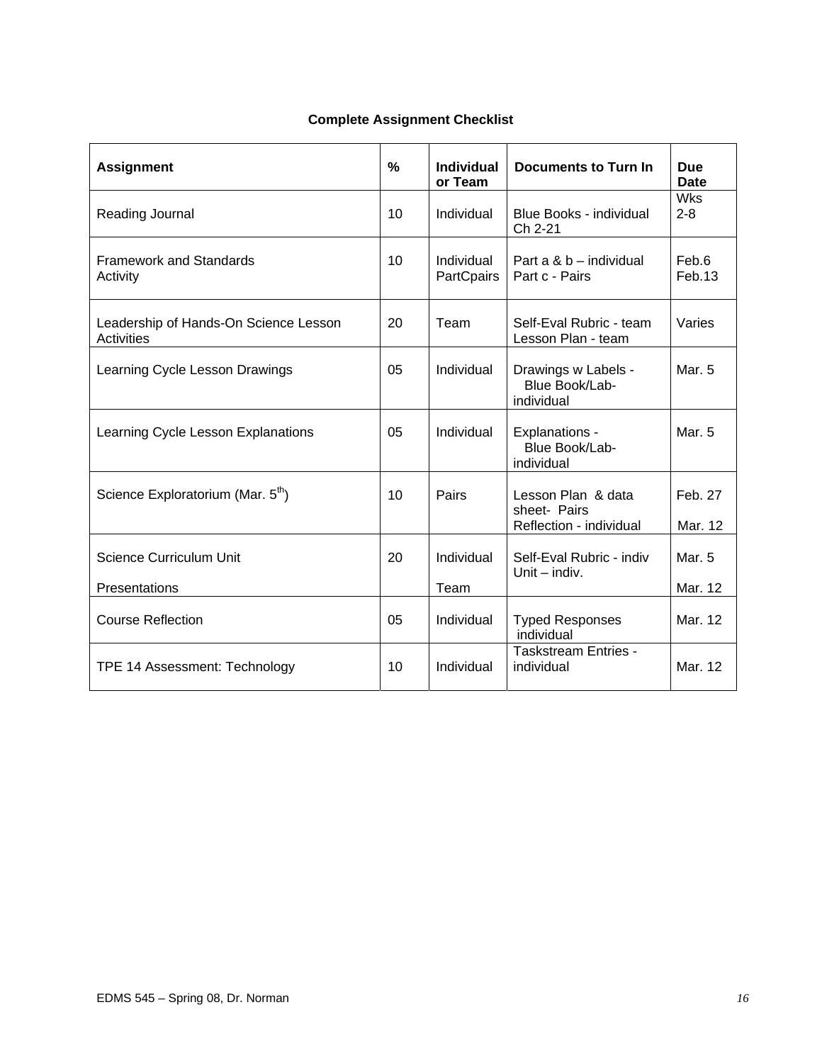**Complete Assignment Checklist**

| Assignment | % | Individual or Team | Documents to Turn In | Due Date |
|---|---|---|---|---|
| Reading Journal | 10 | Individual | Blue Books - individual Ch 2-21 | Wks 2-8 |
| Framework and Standards Activity | 10 | Individual PartCpairs | Part a & b – individual Part c - Pairs | Feb.6 Feb.13 |
| Leadership of Hands-On Science Lesson Activities | 20 | Team | Self-Eval Rubric - team Lesson Plan - team | Varies |
| Learning Cycle Lesson Drawings | 05 | Individual | Drawings w Labels - Blue Book/Lab- individual | Mar. 5 |
| Learning Cycle Lesson Explanations | 05 | Individual | Explanations - Blue Book/Lab- individual | Mar. 5 |
| Science Exploratorium (Mar. 5th) | 10 | Pairs | Lesson Plan & data sheet- Pairs Reflection - individual | Feb. 27 Mar. 12 |
| Science Curriculum Unit Presentations | 20 | Individual Team | Self-Eval Rubric - indiv Unit – indiv. | Mar. 5 Mar. 12 |
| Course Reflection | 05 | Individual | Typed Responses individual | Mar. 12 |
| TPE 14 Assessment: Technology | 10 | Individual | Taskstream Entries - individual | Mar. 12 |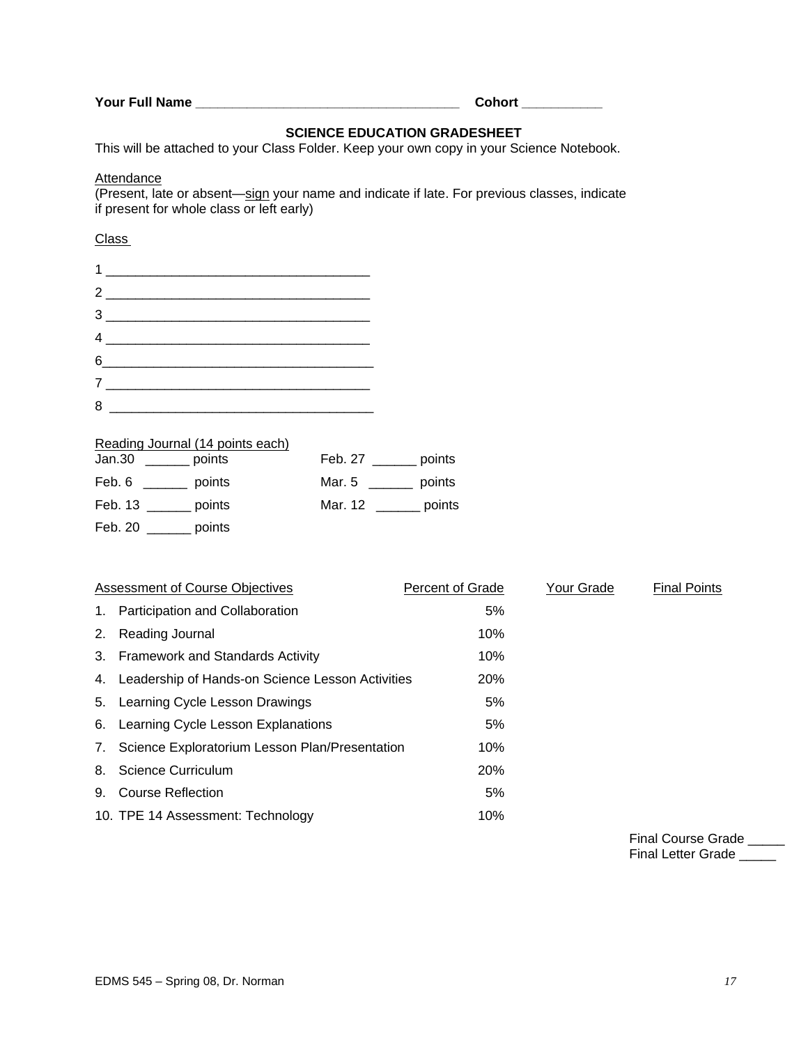**Your Full Name ___________________________________ Cohort __________**

## SCIENCE EDUCATION GRADESHEET

This will be attached to your Class Folder. Keep your own copy in your Science Notebook.

Attendance

(Present, late or absent—sign your name and indicate if late. For previous classes, indicate if present for whole class or left early)

Class

1 ___________________________________

2 ___________________________________

3 ___________________________________

4 ___________________________________

6___________________________________

7 ___________________________________

8 ___________________________________

Reading Journal (14 points each)

| | |
|---|---|
| Jan.30 ______ points | Feb. 27 ______ points |
| Feb. 6 ______ points | Mar. 5 ______ points |
| Feb. 13 ______ points | Mar. 12 ______ points |
| Feb. 20 ______ points | |

| Assessment of Course Objectives | Percent of Grade | Your Grade | Final Points |
|---|---|---|---|
| 1. Participation and Collaboration | 5% | | |
| 2. Reading Journal | 10% | | |
| 3. Framework and Standards Activity | 10% | | |
| 4. Leadership of Hands-on Science Lesson Activities | 20% | | |
| 5. Learning Cycle Lesson Drawings | 5% | | |
| 6. Learning Cycle Lesson Explanations | 5% | | |
| 7. Science Exploratorium Lesson Plan/Presentation | 10% | | |
| 8. Science Curriculum | 20% | | |
| 9. Course Reflection | 5% | | |
| 10. TPE 14 Assessment: Technology | 10% | | |

Final Course Grade _____

Final Letter Grade _____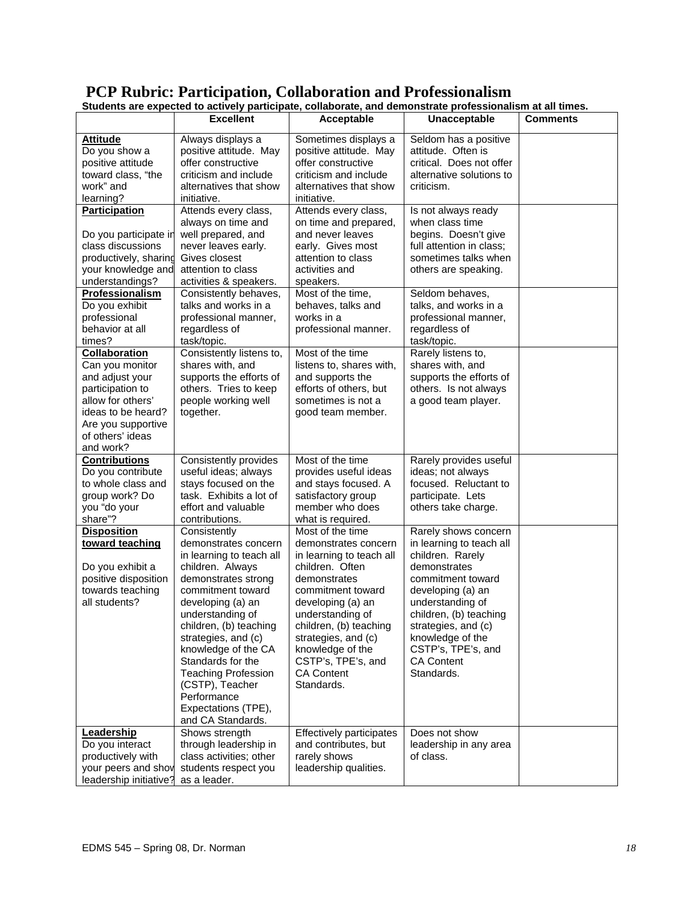# PCP Rubric: Participation, Collaboration and Professionalism

**Students are expected to actively participate, collaborate, and demonstrate professionalism at all times.**

| | Excellent | Acceptable | Unacceptable | Comments |
|---|---|---|---|---|
| **Attitude** Do you show a positive attitude toward class, "the work" and learning? | Always displays a positive attitude. May offer constructive criticism and include alternatives that show initiative. | Sometimes displays a positive attitude. May offer constructive criticism and include alternatives that show initiative. | Seldom has a positive attitude. Often is critical. Does not offer alternative solutions to criticism. | |
| **Participation** Do you participate in class discussions productively, sharing your knowledge and understandings? | Attends every class, always on time and well prepared, and never leaves early. Gives closest attention to class activities & speakers. | Attends every class, on time and prepared, and never leaves early. Gives most attention to class activities and speakers. | Is not always ready when class time begins. Doesn't give full attention in class; sometimes talks when others are speaking. | |
| **Professionalism** Do you exhibit professional behavior at all times? | Consistently behaves, talks and works in a professional manner, regardless of task/topic. | Most of the time, behaves, talks and works in a professional manner. | Seldom behaves, talks, and works in a professional manner, regardless of task/topic. | |
| **Collaboration** Can you monitor and adjust your participation to allow for others' ideas to be heard? Are you supportive of others' ideas and work? | Consistently listens to, shares with, and supports the efforts of others. Tries to keep people working well together. | Most of the time listens to, shares with, and supports the efforts of others, but sometimes is not a good team member. | Rarely listens to, shares with, and supports the efforts of others. Is not always a good team player. | |
| **Contributions** Do you contribute to whole class and group work? Do you "do your share"? | Consistently provides useful ideas; always stays focused on the task. Exhibits a lot of effort and valuable contributions. | Most of the time provides useful ideas and stays focused. A satisfactory group member who does what is required. | Rarely provides useful ideas; not always focused. Reluctant to participate. Lets others take charge. | |
| **Disposition toward teaching** Do you exhibit a positive disposition towards teaching all students? | Consistently demonstrates concern in learning to teach all children. Always demonstrates strong commitment toward developing (a) an understanding of children, (b) teaching strategies, and (c) knowledge of the CA Standards for the Teaching Profession (CSTP), Teacher Performance Expectations (TPE), and CA Standards. | Most of the time demonstrates concern in learning to teach all children. Often demonstrates commitment toward developing (a) an understanding of children, (b) teaching strategies, and (c) knowledge of the CSTP's, TPE's, and CA Content Standards. | Rarely shows concern in learning to teach all children. Rarely demonstrates commitment toward developing (a) an understanding of children, (b) teaching strategies, and (c) knowledge of the CSTP's, TPE's, and CA Content Standards. | |
| **Leadership** Do you interact productively with your peers and show leadership initiative? | Shows strength through leadership in class activities; other students respect you as a leader. | Effectively participates and contributes, but rarely shows leadership qualities. | Does not show leadership in any area of class. | |

EDMS 545 – Spring 08, Dr. Norman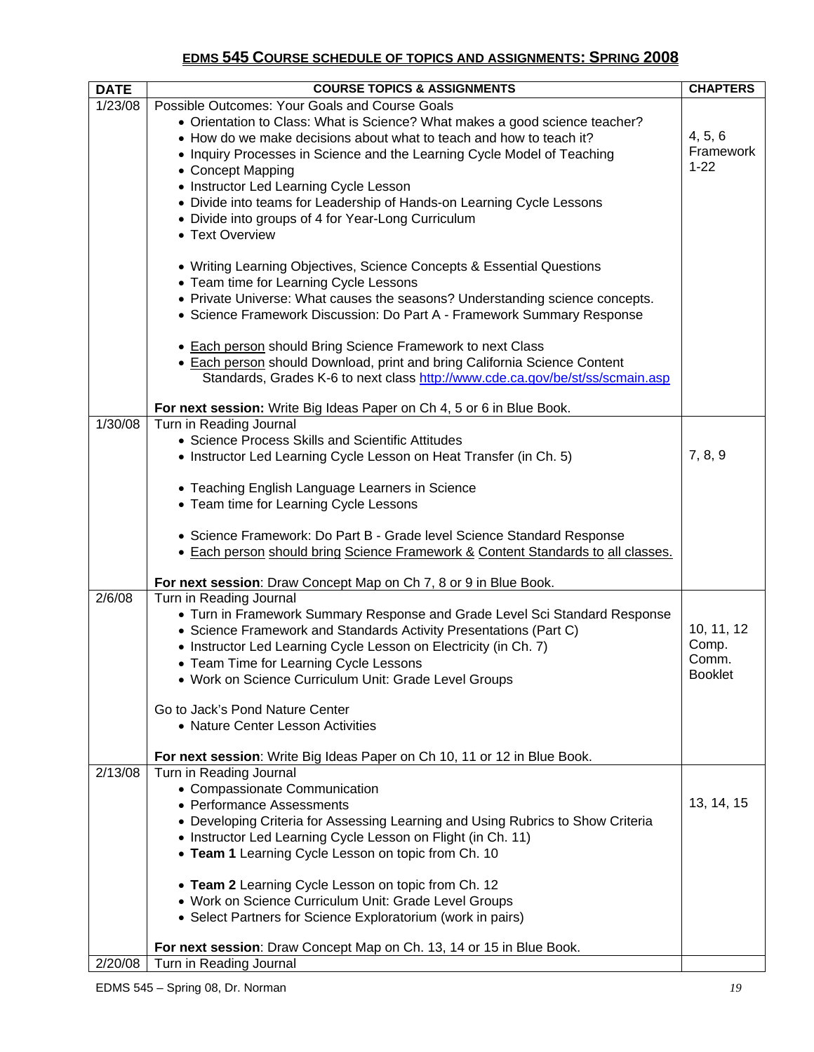## EDMS 545 COURSE SCHEDULE OF TOPICS AND ASSIGNMENTS: SPRING 2008

| DATE | COURSE TOPICS & ASSIGNMENTS | CHAPTERS |
|---|---|---|
| 1/23/08 | Possible Outcomes: Your Goals and Course Goals<br>• Orientation to Class: What is Science? What makes a good science teacher?<br>• How do we make decisions about what to teach and how to teach it?<br>• Inquiry Processes in Science and the Learning Cycle Model of Teaching<br>• Concept Mapping<br>• Instructor Led Learning Cycle Lesson<br>• Divide into teams for Leadership of Hands-on Learning Cycle Lessons<br>• Divide into groups of 4 for Year-Long Curriculum<br>• Text Overview<br><br>• Writing Learning Objectives, Science Concepts & Essential Questions<br>• Team time for Learning Cycle Lessons<br>• Private Universe: What causes the seasons? Understanding science concepts.<br>• Science Framework Discussion: Do Part A - Framework Summary Response<br><br>• Each person should Bring Science Framework to next Class<br>• Each person should Download, print and bring California Science Content Standards, Grades K-6 to next class http://www.cde.ca.gov/be/st/ss/scmain.asp<br><br>**For next session:** Write Big Ideas Paper on Ch 4, 5 or 6 in Blue Book. | 4, 5, 6<br>Framework<br>1-22 |
| 1/30/08 | Turn in Reading Journal<br>• Science Process Skills and Scientific Attitudes<br>• Instructor Led Learning Cycle Lesson on Heat Transfer (in Ch. 5)<br><br>• Teaching English Language Learners in Science<br>• Team time for Learning Cycle Lessons<br><br>• Science Framework: Do Part B - Grade level Science Standard Response<br>• Each person should bring Science Framework & Content Standards to all classes.<br><br>**For next session**: Draw Concept Map on Ch 7, 8 or 9 in Blue Book. | 7, 8, 9 |
| 2/6/08 | Turn in Reading Journal<br>• Turn in Framework Summary Response and Grade Level Sci Standard Response<br>• Science Framework and Standards Activity Presentations (Part C)<br>• Instructor Led Learning Cycle Lesson on Electricity (in Ch. 7)<br>• Team Time for Learning Cycle Lessons<br>• Work on Science Curriculum Unit: Grade Level Groups<br><br>Go to Jack's Pond Nature Center<br>• Nature Center Lesson Activities<br><br>**For next session**: Write Big Ideas Paper on Ch 10, 11 or 12 in Blue Book. | 10, 11, 12<br>Comp.<br>Comm.<br>Booklet |
| 2/13/08 | Turn in Reading Journal<br>• Compassionate Communication<br>• Performance Assessments<br>• Developing Criteria for Assessing Learning and Using Rubrics to Show Criteria<br>• Instructor Led Learning Cycle Lesson on Flight (in Ch. 11)<br>• **Team 1** Learning Cycle Lesson on topic from Ch. 10<br><br>• **Team 2** Learning Cycle Lesson on topic from Ch. 12<br>• Work on Science Curriculum Unit: Grade Level Groups<br>• Select Partners for Science Exploratorium (work in pairs)<br><br>**For next session**: Draw Concept Map on Ch. 13, 14 or 15 in Blue Book. | 13, 14, 15 |
| 2/20/08 | Turn in Reading Journal | |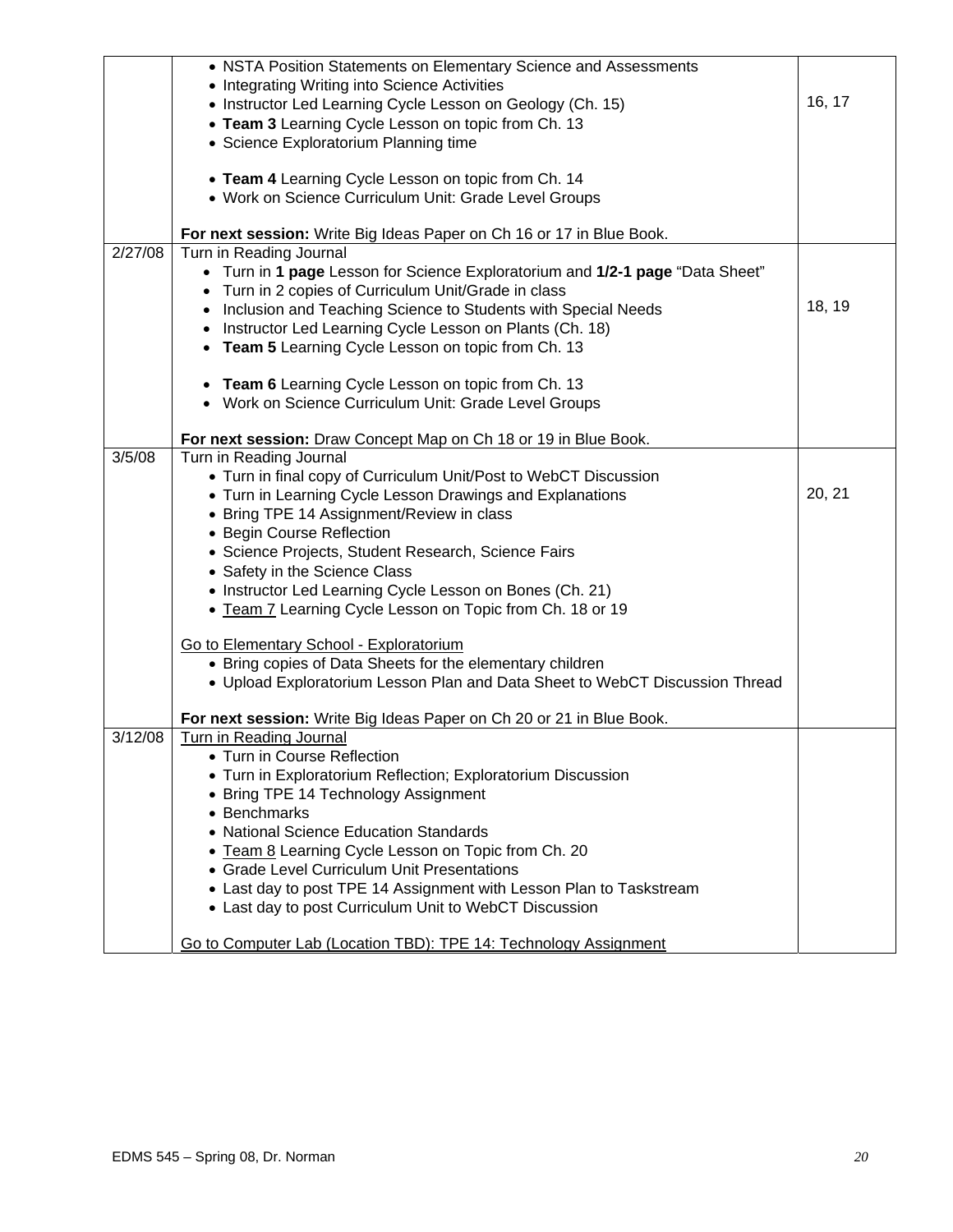| | | |
|---|---|---|
| | • NSTA Position Statements on Elementary Science and Assessments<br>• Integrating Writing into Science Activities<br>• Instructor Led Learning Cycle Lesson on Geology (Ch. 15)<br>• **Team 3** Learning Cycle Lesson on topic from Ch. 13<br>• Science Exploratorium Planning time<br><br>• **Team 4** Learning Cycle Lesson on topic from Ch. 14<br>• Work on Science Curriculum Unit: Grade Level Groups<br><br>**For next session:** Write Big Ideas Paper on Ch 16 or 17 in Blue Book. | 16, 17 |
| 2/27/08 | Turn in Reading Journal<br>• Turn in **1 page** Lesson for Science Exploratorium and **1/2-1 page** "Data Sheet"<br>• Turn in 2 copies of Curriculum Unit/Grade in class<br>• Inclusion and Teaching Science to Students with Special Needs<br>• Instructor Led Learning Cycle Lesson on Plants (Ch. 18)<br>• **Team 5** Learning Cycle Lesson on topic from Ch. 13<br><br>• **Team 6** Learning Cycle Lesson on topic from Ch. 13<br>• Work on Science Curriculum Unit: Grade Level Groups<br><br>**For next session:** Draw Concept Map on Ch 18 or 19 in Blue Book. | 18, 19 |
| 3/5/08 | Turn in Reading Journal<br>• Turn in final copy of Curriculum Unit/Post to WebCT Discussion<br>• Turn in Learning Cycle Lesson Drawings and Explanations<br>• Bring TPE 14 Assignment/Review in class<br>• Begin Course Reflection<br>• Science Projects, Student Research, Science Fairs<br>• Safety in the Science Class<br>• Instructor Led Learning Cycle Lesson on Bones (Ch. 21)<br>• Team 7 Learning Cycle Lesson on Topic from Ch. 18 or 19<br><br>Go to Elementary School - Exploratorium<br>• Bring copies of Data Sheets for the elementary children<br>• Upload Exploratorium Lesson Plan and Data Sheet to WebCT Discussion Thread<br><br>**For next session:** Write Big Ideas Paper on Ch 20 or 21 in Blue Book. | 20, 21 |
| 3/12/08 | Turn in Reading Journal<br>• Turn in Course Reflection<br>• Turn in Exploratorium Reflection; Exploratorium Discussion<br>• Bring TPE 14 Technology Assignment<br>• Benchmarks<br>• National Science Education Standards<br>• Team 8 Learning Cycle Lesson on Topic from Ch. 20<br>• Grade Level Curriculum Unit Presentations<br>• Last day to post TPE 14 Assignment with Lesson Plan to Taskstream<br>• Last day to post Curriculum Unit to WebCT Discussion<br><br>Go to Computer Lab (Location TBD): TPE 14: Technology Assignment | |